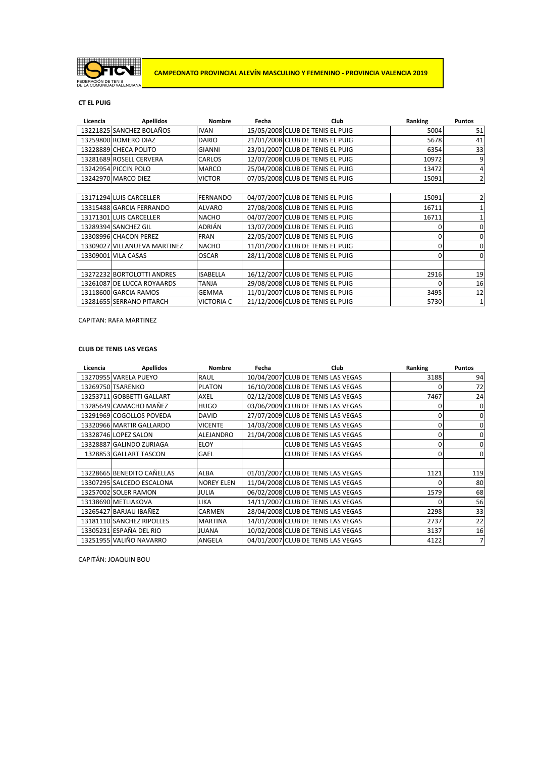FEDERACIÓN DE TENIS DE LA COMUNIDAD VALENCIANA

**CAMPEONATO PROVINCIAL ALEVÍN MASCULINO Y FEMENINO - PROVINCIA VALENCIA 2019**

**CT EL PUIG**

| Licencia | Apellidos | Nombre | Fecha | Club | Ranking | Puntos |
|---|---|---|---|---|---|---|
| 13221825 | SANCHEZ BOLAÑOS | IVAN | 15/05/2008 | CLUB DE TENIS EL PUIG | 5004 | 51 |
| 13259800 | ROMERO DIAZ | DARIO | 21/01/2008 | CLUB DE TENIS EL PUIG | 5678 | 41 |
| 13228889 | CHECA POLITO | GIANNI | 23/01/2007 | CLUB DE TENIS EL PUIG | 6354 | 33 |
| 13281689 | ROSELL CERVERA | CARLOS | 12/07/2008 | CLUB DE TENIS EL PUIG | 10972 | 9 |
| 13242954 | PICCIN POLO | MARCO | 25/04/2008 | CLUB DE TENIS EL PUIG | 13472 | 4 |
| 13242970 | MARCO DIEZ | VICTOR | 07/05/2008 | CLUB DE TENIS EL PUIG | 15091 | 2 |
| | | | | | | |
| 13171294 | LUIS CARCELLER | FERNANDO | 04/07/2007 | CLUB DE TENIS EL PUIG | 15091 | 2 |
| 13315488 | GARCIA FERRANDO | ALVARO | 27/08/2008 | CLUB DE TENIS EL PUIG | 16711 | 1 |
| 13171301 | LUIS CARCELLER | NACHO | 04/07/2007 | CLUB DE TENIS EL PUIG | 16711 | 1 |
| 13289394 | SANCHEZ GIL | ADRIÁN | 13/07/2009 | CLUB DE TENIS EL PUIG | 0 | 0 |
| 13308996 | CHACON PEREZ | FRAN | 22/05/2007 | CLUB DE TENIS EL PUIG | 0 | 0 |
| 13309027 | VILLANUEVA MARTINEZ | NACHO | 11/01/2007 | CLUB DE TENIS EL PUIG | 0 | 0 |
| 13309001 | VILA CASAS | OSCAR | 28/11/2008 | CLUB DE TENIS EL PUIG | 0 | 0 |
| | | | | | | |
| 13272232 | BORTOLOTTI ANDRES | ISABELLA | 16/12/2007 | CLUB DE TENIS EL PUIG | 2916 | 19 |
| 13261087 | DE LUCCA ROYAARDS | TANJA | 29/08/2008 | CLUB DE TENIS EL PUIG | 0 | 16 |
| 13118600 | GARCIA RAMOS | GEMMA | 11/01/2007 | CLUB DE TENIS EL PUIG | 3495 | 12 |
| 13281655 | SERRANO PITARCH | VICTORIA C | 21/12/2006 | CLUB DE TENIS EL PUIG | 5730 | 1 |

CAPITAN: RAFA MARTINEZ

**CLUB DE TENIS LAS VEGAS**

| Licencia | Apellidos | Nombre | Fecha | Club | Ranking | Puntos |
|---|---|---|---|---|---|---|
| 13270955 | VARELA PUEYO | RAUL | 10/04/2007 | CLUB DE TENIS LAS VEGAS | 3188 | 94 |
| 13269750 | TSARENKO | PLATON | 16/10/2008 | CLUB DE TENIS LAS VEGAS | 0 | 72 |
| 13253711 | GOBBETTI GALLART | AXEL | 02/12/2008 | CLUB DE TENIS LAS VEGAS | 7467 | 24 |
| 13285649 | CAMACHO MAÑEZ | HUGO | 03/06/2009 | CLUB DE TENIS LAS VEGAS | 0 | 0 |
| 13291969 | COGOLLOS POVEDA | DAVID | 27/07/2009 | CLUB DE TENIS LAS VEGAS | 0 | 0 |
| 13320966 | MARTIR GALLARDO | VICENTE | 14/03/2008 | CLUB DE TENIS LAS VEGAS | 0 | 0 |
| 13328746 | LOPEZ SALON | ALEJANDRO | 21/04/2008 | CLUB DE TENIS LAS VEGAS | 0 | 0 |
| 13328887 | GALINDO ZURIAGA | ELOY | | CLUB DE TENIS LAS VEGAS | 0 | 0 |
| 1328853 | GALLART TASCON | GAEL | | CLUB DE TENIS LAS VEGAS | 0 | 0 |
| | | | | | | |
| 13228665 | BENEDITO CAÑELLAS | ALBA | 01/01/2007 | CLUB DE TENIS LAS VEGAS | 1121 | 119 |
| 13307295 | SALCEDO ESCALONA | NOREY ELEN | 11/04/2008 | CLUB DE TENIS LAS VEGAS | 0 | 80 |
| 13257002 | SOLER RAMON | JULIA | 06/02/2008 | CLUB DE TENIS LAS VEGAS | 1579 | 68 |
| 13138690 | METLIAKOVA | LIKA | 14/11/2007 | CLUB DE TENIS LAS VEGAS | 0 | 56 |
| 13265427 | BARJAU IBAÑEZ | CARMEN | 28/04/2008 | CLUB DE TENIS LAS VEGAS | 2298 | 33 |
| 13181110 | SANCHEZ RIPOLLES | MARTINA | 14/01/2008 | CLUB DE TENIS LAS VEGAS | 2737 | 22 |
| 13305231 | ESPAÑA DEL RIO | JUANA | 10/02/2008 | CLUB DE TENIS LAS VEGAS | 3137 | 16 |
| 13251955 | VALIÑO NAVARRO | ANGELA | 04/01/2007 | CLUB DE TENIS LAS VEGAS | 4122 | 7 |

CAPITÁN: JOAQUIN BOU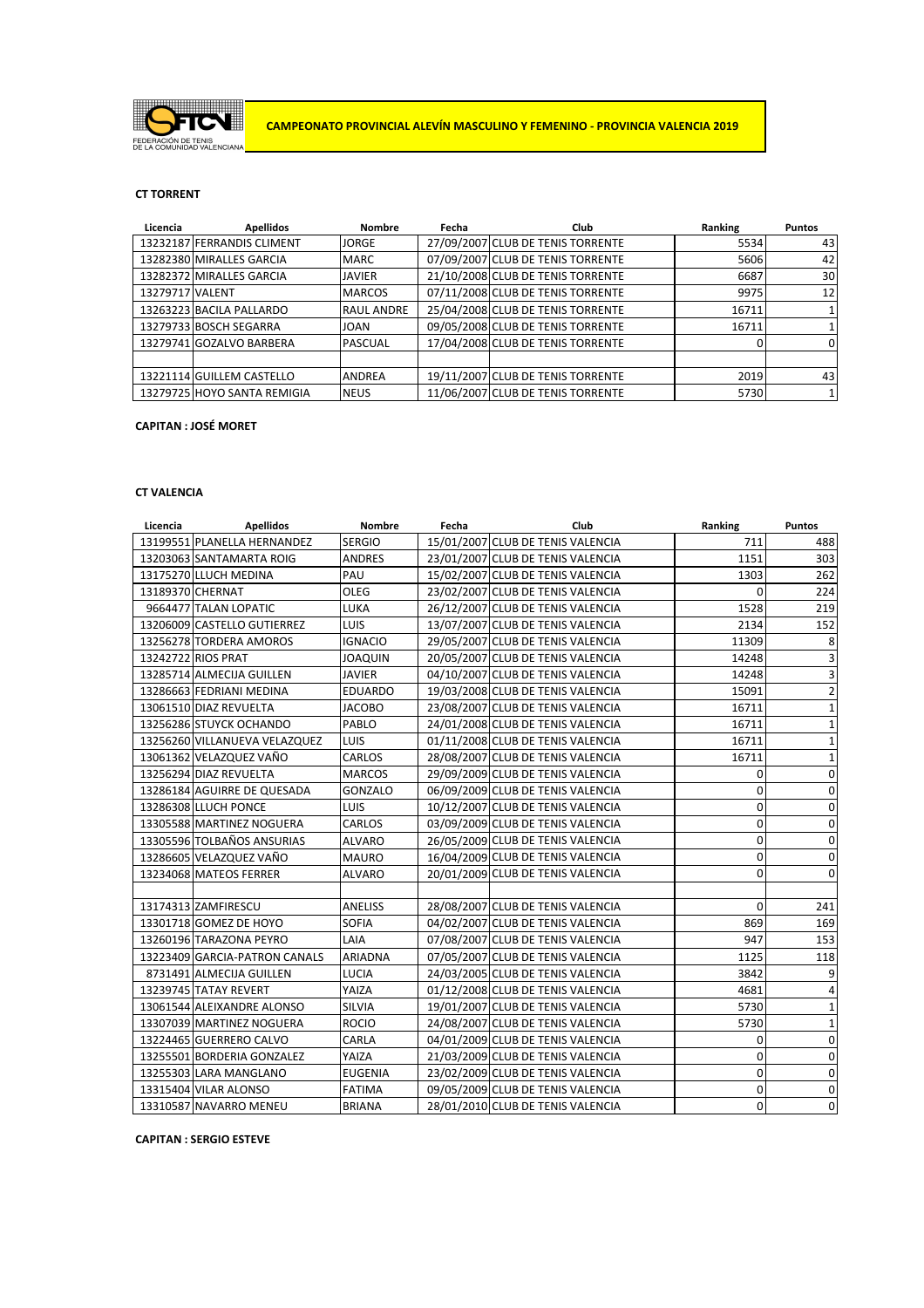**CAMPEONATO PROVINCIAL ALEVÍN MASCULINO Y FEMENINO - PROVINCIA VALENCIA 2019**

**CT TORRENT**

| Licencia | Apellidos | Nombre | Fecha | Club | Ranking | Puntos |
|---|---|---|---|---|---|---|
| 13232187 | FERRANDIS CLIMENT | JORGE | 27/09/2007 | CLUB DE TENIS TORRENTE | 5534 | 43 |
| 13282380 | MIRALLES GARCIA | MARC | 07/09/2007 | CLUB DE TENIS TORRENTE | 5606 | 42 |
| 13282372 | MIRALLES GARCIA | JAVIER | 21/10/2008 | CLUB DE TENIS TORRENTE | 6687 | 30 |
| 13279717 | VALENT | MARCOS | 07/11/2008 | CLUB DE TENIS TORRENTE | 9975 | 12 |
| 13263223 | BACILA PALLARDO | RAUL ANDRE | 25/04/2008 | CLUB DE TENIS TORRENTE | 16711 | 1 |
| 13279733 | BOSCH SEGARRA | JOAN | 09/05/2008 | CLUB DE TENIS TORRENTE | 16711 | 1 |
| 13279741 | GOZALVO BARBERA | PASCUAL | 17/04/2008 | CLUB DE TENIS TORRENTE | 0 | 0 |
| | | | | | | |
| 13221114 | GUILLEM CASTELLO | ANDREA | 19/11/2007 | CLUB DE TENIS TORRENTE | 2019 | 43 |
| 13279725 | HOYO SANTA REMIGIA | NEUS | 11/06/2007 | CLUB DE TENIS TORRENTE | 5730 | 1 |

**CAPITAN : JOSÉ MORET**

**CT VALENCIA**

| Licencia | Apellidos | Nombre | Fecha | Club | Ranking | Puntos |
|---|---|---|---|---|---|---|
| 13199551 | PLANELLA HERNANDEZ | SERGIO | 15/01/2007 | CLUB DE TENIS VALENCIA | 711 | 488 |
| 13203063 | SANTAMARTA ROIG | ANDRES | 23/01/2007 | CLUB DE TENIS VALENCIA | 1151 | 303 |
| 13175270 | LLUCH MEDINA | PAU | 15/02/2007 | CLUB DE TENIS VALENCIA | 1303 | 262 |
| 13189370 | CHERNAT | OLEG | 23/02/2007 | CLUB DE TENIS VALENCIA | 0 | 224 |
| 9664477 | TALAN LOPATIC | LUKA | 26/12/2007 | CLUB DE TENIS VALENCIA | 1528 | 219 |
| 13206009 | CASTELLO GUTIERREZ | LUIS | 13/07/2007 | CLUB DE TENIS VALENCIA | 2134 | 152 |
| 13256278 | TORDERA AMOROS | IGNACIO | 29/05/2007 | CLUB DE TENIS VALENCIA | 11309 | 8 |
| 13242722 | RIOS PRAT | JOAQUIN | 20/05/2007 | CLUB DE TENIS VALENCIA | 14248 | 3 |
| 13285714 | ALMECIJA GUILLEN | JAVIER | 04/10/2007 | CLUB DE TENIS VALENCIA | 14248 | 3 |
| 13286663 | FEDRIANI MEDINA | EDUARDO | 19/03/2008 | CLUB DE TENIS VALENCIA | 15091 | 2 |
| 13061510 | DIAZ REVUELTA | JACOBO | 23/08/2007 | CLUB DE TENIS VALENCIA | 16711 | 1 |
| 13256286 | STUYCK OCHANDO | PABLO | 24/01/2008 | CLUB DE TENIS VALENCIA | 16711 | 1 |
| 13256260 | VILLANUEVA VELAZQUEZ | LUIS | 01/11/2008 | CLUB DE TENIS VALENCIA | 16711 | 1 |
| 13061362 | VELAZQUEZ VAÑO | CARLOS | 28/08/2007 | CLUB DE TENIS VALENCIA | 16711 | 1 |
| 13256294 | DIAZ REVUELTA | MARCOS | 29/09/2009 | CLUB DE TENIS VALENCIA | 0 | 0 |
| 13286184 | AGUIRRE DE QUESADA | GONZALO | 06/09/2009 | CLUB DE TENIS VALENCIA | 0 | 0 |
| 13286308 | LLUCH PONCE | LUIS | 10/12/2007 | CLUB DE TENIS VALENCIA | 0 | 0 |
| 13305588 | MARTINEZ NOGUERA | CARLOS | 03/09/2009 | CLUB DE TENIS VALENCIA | 0 | 0 |
| 13305596 | TOLBAÑOS ANSURIAS | ALVARO | 26/05/2009 | CLUB DE TENIS VALENCIA | 0 | 0 |
| 13286605 | VELAZQUEZ VAÑO | MAURO | 16/04/2009 | CLUB DE TENIS VALENCIA | 0 | 0 |
| 13234068 | MATEOS FERRER | ALVARO | 20/01/2009 | CLUB DE TENIS VALENCIA | 0 | 0 |
| | | | | | | |
| 13174313 | ZAMFIRESCU | ANELISS | 28/08/2007 | CLUB DE TENIS VALENCIA | 0 | 241 |
| 13301718 | GOMEZ DE HOYO | SOFIA | 04/02/2007 | CLUB DE TENIS VALENCIA | 869 | 169 |
| 13260196 | TARAZONA PEYRO | LAIA | 07/08/2007 | CLUB DE TENIS VALENCIA | 947 | 153 |
| 13223409 | GARCIA-PATRON CANALS | ARIADNA | 07/05/2007 | CLUB DE TENIS VALENCIA | 1125 | 118 |
| 8731491 | ALMECIJA GUILLEN | LUCIA | 24/03/2005 | CLUB DE TENIS VALENCIA | 3842 | 9 |
| 13239745 | TATAY REVERT | YAIZA | 01/12/2008 | CLUB DE TENIS VALENCIA | 4681 | 4 |
| 13061544 | ALEIXANDRE ALONSO | SILVIA | 19/01/2007 | CLUB DE TENIS VALENCIA | 5730 | 1 |
| 13307039 | MARTINEZ NOGUERA | ROCIO | 24/08/2007 | CLUB DE TENIS VALENCIA | 5730 | 1 |
| 13224465 | GUERRERO CALVO | CARLA | 04/01/2009 | CLUB DE TENIS VALENCIA | 0 | 0 |
| 13255501 | BORDERIA GONZALEZ | YAIZA | 21/03/2009 | CLUB DE TENIS VALENCIA | 0 | 0 |
| 13255303 | LARA MANGLANO | EUGENIA | 23/02/2009 | CLUB DE TENIS VALENCIA | 0 | 0 |
| 13315404 | VILAR ALONSO | FATIMA | 09/05/2009 | CLUB DE TENIS VALENCIA | 0 | 0 |
| 13310587 | NAVARRO MENEU | BRIANA | 28/01/2010 | CLUB DE TENIS VALENCIA | 0 | 0 |

**CAPITAN : SERGIO ESTEVE**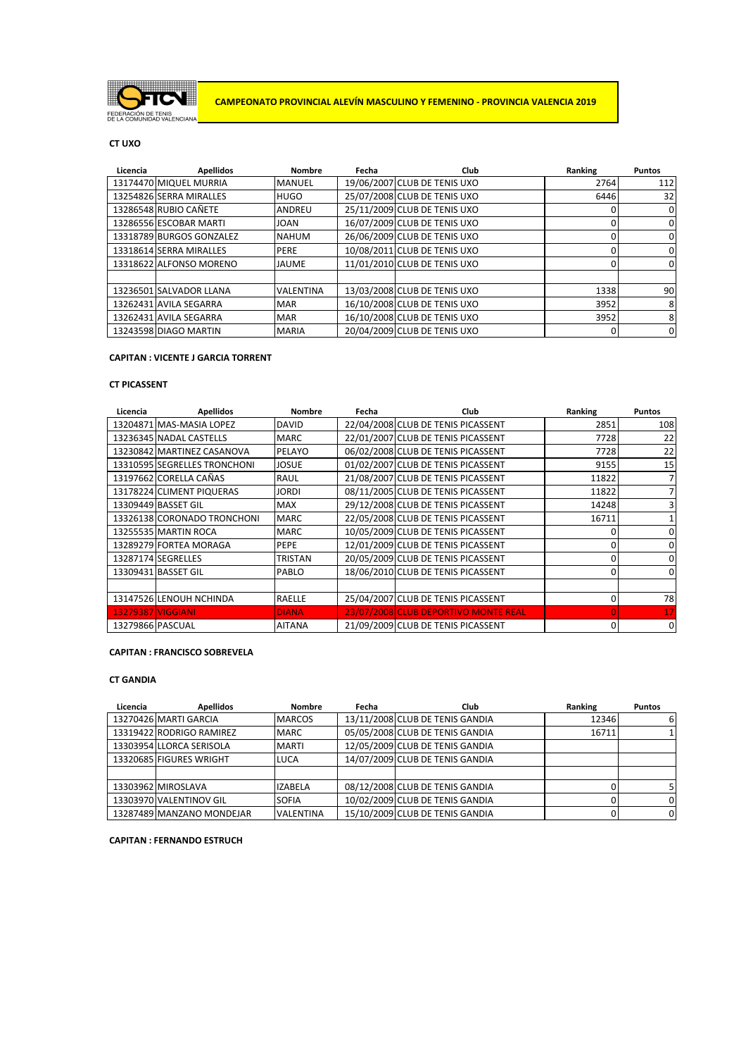FEDERACIÓN DE TENIS DE LA COMUNIDAD VALENCIANA

**CAMPEONATO PROVINCIAL ALEVÍN MASCULINO Y FEMENINO - PROVINCIA VALENCIA 2019**

**CT UXO**

| Licencia | Apellidos | Nombre | Fecha | Club | Ranking | Puntos |
|---|---|---|---|---|---|---|
| 13174470 | MIQUEL MURRIA | MANUEL | 19/06/2007 | CLUB DE TENIS UXO | 2764 | 112 |
| 13254826 | SERRA MIRALLES | HUGO | 25/07/2008 | CLUB DE TENIS UXO | 6446 | 32 |
| 13286548 | RUBIO CAÑETE | ANDREU | 25/11/2009 | CLUB DE TENIS UXO | 0 | 0 |
| 13286556 | ESCOBAR MARTI | JOAN | 16/07/2009 | CLUB DE TENIS UXO | 0 | 0 |
| 13318789 | BURGOS GONZALEZ | NAHUM | 26/06/2009 | CLUB DE TENIS UXO | 0 | 0 |
| 13318614 | SERRA MIRALLES | PERE | 10/08/2011 | CLUB DE TENIS UXO | 0 | 0 |
| 13318622 | ALFONSO MORENO | JAUME | 11/01/2010 | CLUB DE TENIS UXO | 0 | 0 |
| | | | | | | |
| 13236501 | SALVADOR LLANA | VALENTINA | 13/03/2008 | CLUB DE TENIS UXO | 1338 | 90 |
| 13262431 | AVILA SEGARRA | MAR | 16/10/2008 | CLUB DE TENIS UXO | 3952 | 8 |
| 13262431 | AVILA SEGARRA | MAR | 16/10/2008 | CLUB DE TENIS UXO | 3952 | 8 |
| 13243598 | DIAGO MARTIN | MARIA | 20/04/2009 | CLUB DE TENIS UXO | 0 | 0 |

**CAPITAN : VICENTE J GARCIA TORRENT**

**CT PICASSENT**

| Licencia | Apellidos | Nombre | Fecha | Club | Ranking | Puntos |
|---|---|---|---|---|---|---|
| 13204871 | MAS-MASIA LOPEZ | DAVID | 22/04/2008 | CLUB DE TENIS PICASSENT | 2851 | 108 |
| 13236345 | NADAL CASTELLS | MARC | 22/01/2007 | CLUB DE TENIS PICASSENT | 7728 | 22 |
| 13230842 | MARTINEZ CASANOVA | PELAYO | 06/02/2008 | CLUB DE TENIS PICASSENT | 7728 | 22 |
| 13310595 | SEGRELLES TRONCHONI | JOSUE | 01/02/2007 | CLUB DE TENIS PICASSENT | 9155 | 15 |
| 13197662 | CORELLA CAÑAS | RAUL | 21/08/2007 | CLUB DE TENIS PICASSENT | 11822 | 7 |
| 13178224 | CLIMENT PIQUERAS | JORDI | 08/11/2005 | CLUB DE TENIS PICASSENT | 11822 | 7 |
| 13309449 | BASSET GIL | MAX | 29/12/2008 | CLUB DE TENIS PICASSENT | 14248 | 3 |
| 13326138 | CORONADO TRONCHONI | MARC | 22/05/2008 | CLUB DE TENIS PICASSENT | 16711 | 1 |
| 13255535 | MARTIN ROCA | MARC | 10/05/2009 | CLUB DE TENIS PICASSENT | 0 | 0 |
| 13289279 | FORTEA MORAGA | PEPE | 12/01/2009 | CLUB DE TENIS PICASSENT | 0 | 0 |
| 13287174 | SEGRELLES | TRISTAN | 20/05/2009 | CLUB DE TENIS PICASSENT | 0 | 0 |
| 13309431 | BASSET GIL | PABLO | 18/06/2010 | CLUB DE TENIS PICASSENT | 0 | 0 |
| | | | | | | |
| 13147526 | LENOUH NCHINDA | RAELLE | 25/04/2007 | CLUB DE TENIS PICASSENT | 0 | 78 |
| 13279387 | VIGGIANI | DIANA | 23/07/2008 | CLUB DEPORTIVO MONTE REAL | 0 | 17 |
| 13279866 | PASCUAL | AITANA | 21/09/2009 | CLUB DE TENIS PICASSENT | 0 | 0 |

**CAPITAN : FRANCISCO SOBREVELA**

**CT GANDIA**

| Licencia | Apellidos | Nombre | Fecha | Club | Ranking | Puntos |
|---|---|---|---|---|---|---|
| 13270426 | MARTI GARCIA | MARCOS | 13/11/2008 | CLUB DE TENIS GANDIA | 12346 | 6 |
| 13319422 | RODRIGO RAMIREZ | MARC | 05/05/2008 | CLUB DE TENIS GANDIA | 16711 | 1 |
| 13303954 | LLORCA SERISOLA | MARTI | 12/05/2009 | CLUB DE TENIS GANDIA | | |
| 13320685 | FIGURES WRIGHT | LUCA | 14/07/2009 | CLUB DE TENIS GANDIA | | |
| | | | | | | |
| 13303962 | MIROSLAVA | IZABELA | 08/12/2008 | CLUB DE TENIS GANDIA | 0 | 5 |
| 13303970 | VALENTINOV GIL | SOFIA | 10/02/2009 | CLUB DE TENIS GANDIA | 0 | 0 |
| 13287489 | MANZANO MONDEJAR | VALENTINA | 15/10/2009 | CLUB DE TENIS GANDIA | 0 | 0 |

**CAPITAN : FERNANDO ESTRUCH**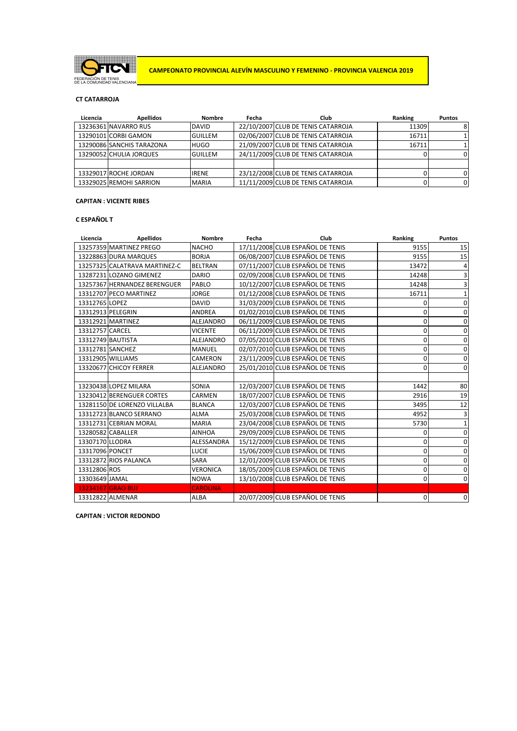FEDERACIÓN DE TENIS DE LA COMUNIDAD VALENCIANA

**CAMPEONATO PROVINCIAL ALEVÍN MASCULINO Y FEMENINO - PROVINCIA VALENCIA 2019**

**CT CATARROJA**

| Licencia | Apellidos | Nombre | Fecha | Club | Ranking | Puntos |
|---|---|---|---|---|---|---|
| 13236361 | NAVARRO RUS | DAVID | 22/10/2007 | CLUB DE TENIS CATARROJA | 11309 | 8 |
| 13290101 | CORBI GAMON | GUILLEM | 02/06/2007 | CLUB DE TENIS CATARROJA | 16711 | 1 |
| 13290086 | SANCHIS TARAZONA | HUGO | 21/09/2007 | CLUB DE TENIS CATARROJA | 16711 | 1 |
| 13290052 | CHULIA JORQUES | GUILLEM | 24/11/2009 | CLUB DE TENIS CATARROJA | 0 | 0 |
| | | | | | | |
| 13329017 | ROCHE JORDAN | IRENE | 23/12/2008 | CLUB DE TENIS CATARROJA | 0 | 0 |
| 13329025 | REMOHI SARRION | MARIA | 11/11/2009 | CLUB DE TENIS CATARROJA | 0 | 0 |

**CAPITAN : VICENTE RIBES**

**C ESPAÑOL T**

| Licencia | Apellidos | Nombre | Fecha | Club | Ranking | Puntos |
|---|---|---|---|---|---|---|
| 13257359 | MARTINEZ PREGO | NACHO | 17/11/2008 | CLUB ESPAÑOL DE TENIS | 9155 | 15 |
| 13228863 | DURA MARQUES | BORJA | 06/08/2007 | CLUB ESPAÑOL DE TENIS | 9155 | 15 |
| 13257325 | CALATRAVA MARTINEZ-C | BELTRAN | 07/11/2007 | CLUB ESPAÑOL DE TENIS | 13472 | 4 |
| 13287231 | LOZANO GIMENEZ | DARIO | 02/09/2008 | CLUB ESPAÑOL DE TENIS | 14248 | 3 |
| 13257367 | HERNANDEZ BERENGUER | PABLO | 10/12/2007 | CLUB ESPAÑOL DE TENIS | 14248 | 3 |
| 13312707 | PECO MARTINEZ | JORGE | 01/12/2008 | CLUB ESPAÑOL DE TENIS | 16711 | 1 |
| 13312765 | LOPEZ | DAVID | 31/03/2009 | CLUB ESPAÑOL DE TENIS | 0 | 0 |
| 13312913 | PELEGRIN | ANDREA | 01/02/2010 | CLUB ESPAÑOL DE TENIS | 0 | 0 |
| 13312921 | MARTINEZ | ALEJANDRO | 06/11/2009 | CLUB ESPAÑOL DE TENIS | 0 | 0 |
| 13312757 | CARCEL | VICENTE | 06/11/2009 | CLUB ESPAÑOL DE TENIS | 0 | 0 |
| 13312749 | BAUTISTA | ALEJANDRO | 07/05/2010 | CLUB ESPAÑOL DE TENIS | 0 | 0 |
| 13312781 | SANCHEZ | MANUEL | 02/07/2010 | CLUB ESPAÑOL DE TENIS | 0 | 0 |
| 13312905 | WILLIAMS | CAMERON | 23/11/2009 | CLUB ESPAÑOL DE TENIS | 0 | 0 |
| 13320677 | CHICOY FERRER | ALEJANDRO | 25/01/2010 | CLUB ESPAÑOL DE TENIS | 0 | 0 |
| | | | | | | |
| 13230438 | LOPEZ MILARA | SONIA | 12/03/2007 | CLUB ESPAÑOL DE TENIS | 1442 | 80 |
| 13230412 | BERENGUER CORTES | CARMEN | 18/07/2007 | CLUB ESPAÑOL DE TENIS | 2916 | 19 |
| 13281150 | DE LORENZO VILLALBA | BLANCA | 12/03/2007 | CLUB ESPAÑOL DE TENIS | 3495 | 12 |
| 13312723 | BLANCO SERRANO | ALMA | 25/03/2008 | CLUB ESPAÑOL DE TENIS | 4952 | 3 |
| 13312731 | CEBRIAN MORAL | MARIA | 23/04/2008 | CLUB ESPAÑOL DE TENIS | 5730 | 1 |
| 13280582 | CABALLER | AINHOA | 29/09/2009 | CLUB ESPAÑOL DE TENIS | 0 | 0 |
| 13307170 | LLODRA | ALESSANDRA | 15/12/2009 | CLUB ESPAÑOL DE TENIS | 0 | 0 |
| 13317096 | PONCET | LUCIE | 15/06/2009 | CLUB ESPAÑOL DE TENIS | 0 | 0 |
| 13312872 | RIOS PALANCA | SARA | 12/01/2009 | CLUB ESPAÑOL DE TENIS | 0 | 0 |
| 13312806 | ROS | VERONICA | 18/05/2009 | CLUB ESPAÑOL DE TENIS | 0 | 0 |
| 13303649 | JAMAL | NOWA | 13/10/2008 | CLUB ESPAÑOL DE TENIS | 0 | 0 |
| 13234167 | GRAO BUJ | CAROLINA | | | | |
| 13312822 | ALMENAR | ALBA | 20/07/2009 | CLUB ESPAÑOL DE TENIS | 0 | 0 |

**CAPITAN : VICTOR REDONDO**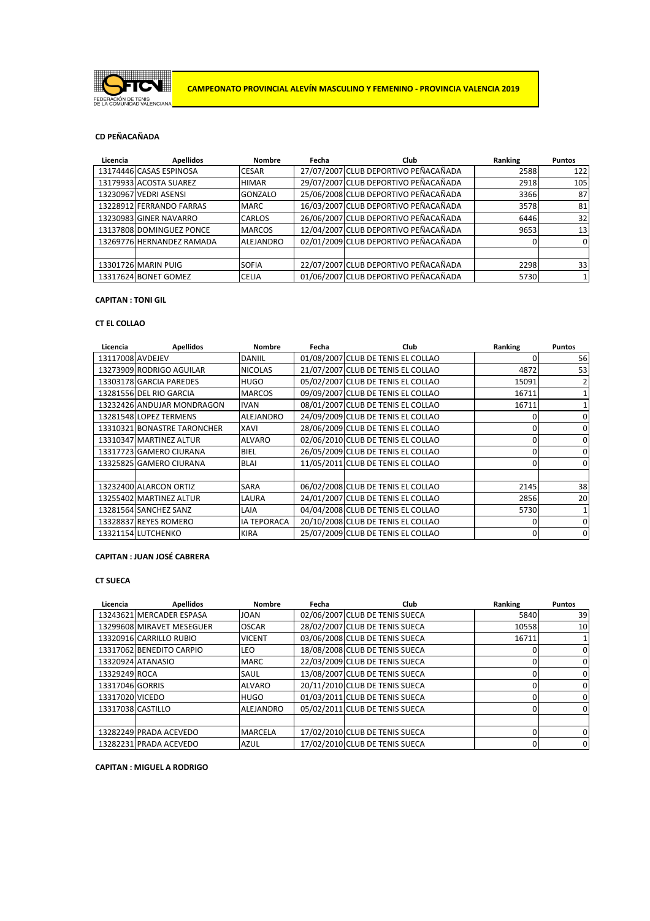FEDERACIÓN DE TENIS DE LA COMUNIDAD VALENCIANA

**CAMPEONATO PROVINCIAL ALEVÍN MASCULINO Y FEMENINO - PROVINCIA VALENCIA 2019**

### CD PEÑACAÑADA

| Licencia | Apellidos | Nombre | Fecha | Club | Ranking | Puntos |
|---|---|---|---|---|---|---|
| 13174446 | CASAS ESPINOSA | CESAR | 27/07/2007 | CLUB DEPORTIVO PEÑACAÑADA | 2588 | 122 |
| 13179933 | ACOSTA SUAREZ | HIMAR | 29/07/2007 | CLUB DEPORTIVO PEÑACAÑADA | 2918 | 105 |
| 13230967 | VEDRI ASENSI | GONZALO | 25/06/2008 | CLUB DEPORTIVO PEÑACAÑADA | 3366 | 87 |
| 13228912 | FERRANDO FARRAS | MARC | 16/03/2007 | CLUB DEPORTIVO PEÑACAÑADA | 3578 | 81 |
| 13230983 | GINER NAVARRO | CARLOS | 26/06/2007 | CLUB DEPORTIVO PEÑACAÑADA | 6446 | 32 |
| 13137808 | DOMINGUEZ PONCE | MARCOS | 12/04/2007 | CLUB DEPORTIVO PEÑACAÑADA | 9653 | 13 |
| 13269776 | HERNANDEZ RAMADA | ALEJANDRO | 02/01/2009 | CLUB DEPORTIVO PEÑACAÑADA | 0 | 0 |
| | | | | | | |
| 13301726 | MARIN PUIG | SOFIA | 22/07/2007 | CLUB DEPORTIVO PEÑACAÑADA | 2298 | 33 |
| 13317624 | BONET GOMEZ | CELIA | 01/06/2007 | CLUB DEPORTIVO PEÑACAÑADA | 5730 | 1 |

**CAPITAN : TONI GIL**

### CT EL COLLAO

| Licencia | Apellidos | Nombre | Fecha | Club | Ranking | Puntos |
|---|---|---|---|---|---|---|
| 13117008 | AVDEJEV | DANIIL | 01/08/2007 | CLUB DE TENIS EL COLLAO | 0 | 56 |
| 13273909 | RODRIGO AGUILAR | NICOLAS | 21/07/2007 | CLUB DE TENIS EL COLLAO | 4872 | 53 |
| 13303178 | GARCIA PAREDES | HUGO | 05/02/2007 | CLUB DE TENIS EL COLLAO | 15091 | 2 |
| 13281556 | DEL RIO GARCIA | MARCOS | 09/09/2007 | CLUB DE TENIS EL COLLAO | 16711 | 1 |
| 13232426 | ANDUJAR MONDRAGON | IVAN | 08/01/2007 | CLUB DE TENIS EL COLLAO | 16711 | 1 |
| 13281548 | LOPEZ TERMENS | ALEJANDRO | 24/09/2009 | CLUB DE TENIS EL COLLAO | 0 | 0 |
| 13310321 | BONASTRE TARONCHER | XAVI | 28/06/2009 | CLUB DE TENIS EL COLLAO | 0 | 0 |
| 13310347 | MARTINEZ ALTUR | ALVARO | 02/06/2010 | CLUB DE TENIS EL COLLAO | 0 | 0 |
| 13317723 | GAMERO CIURANA | BIEL | 26/05/2009 | CLUB DE TENIS EL COLLAO | 0 | 0 |
| 13325825 | GAMERO CIURANA | BLAI | 11/05/2011 | CLUB DE TENIS EL COLLAO | 0 | 0 |
| | | | | | | |
| 13232400 | ALARCON ORTIZ | SARA | 06/02/2008 | CLUB DE TENIS EL COLLAO | 2145 | 38 |
| 13255402 | MARTINEZ ALTUR | LAURA | 24/01/2007 | CLUB DE TENIS EL COLLAO | 2856 | 20 |
| 13281564 | SANCHEZ SANZ | LAIA | 04/04/2008 | CLUB DE TENIS EL COLLAO | 5730 | 1 |
| 13328837 | REYES ROMERO | IA TEPORACA | 20/10/2008 | CLUB DE TENIS EL COLLAO | 0 | 0 |
| 13321154 | LUTCHENKO | KIRA | 25/07/2009 | CLUB DE TENIS EL COLLAO | 0 | 0 |

**CAPITAN : JUAN JOSÉ CABRERA**

### CT SUECA

| Licencia | Apellidos | Nombre | Fecha | Club | Ranking | Puntos |
|---|---|---|---|---|---|---|
| 13243621 | MERCADER ESPASA | JOAN | 02/06/2007 | CLUB DE TENIS SUECA | 5840 | 39 |
| 13299608 | MIRAVET MESEGUER | OSCAR | 28/02/2007 | CLUB DE TENIS SUECA | 10558 | 10 |
| 13320916 | CARRILLO RUBIO | VICENT | 03/06/2008 | CLUB DE TENIS SUECA | 16711 | 1 |
| 13317062 | BENEDITO CARPIO | LEO | 18/08/2008 | CLUB DE TENIS SUECA | 0 | 0 |
| 13320924 | ATANASIO | MARC | 22/03/2009 | CLUB DE TENIS SUECA | 0 | 0 |
| 13329249 | ROCA | SAUL | 13/08/2007 | CLUB DE TENIS SUECA | 0 | 0 |
| 13317046 | GORRIS | ALVARO | 20/11/2010 | CLUB DE TENIS SUECA | 0 | 0 |
| 13317020 | VICEDO | HUGO | 01/03/2011 | CLUB DE TENIS SUECA | 0 | 0 |
| 13317038 | CASTILLO | ALEJANDRO | 05/02/2011 | CLUB DE TENIS SUECA | 0 | 0 |
| | | | | | | |
| 13282249 | PRADA ACEVEDO | MARCELA | 17/02/2010 | CLUB DE TENIS SUECA | 0 | 0 |
| 13282231 | PRADA ACEVEDO | AZUL | 17/02/2010 | CLUB DE TENIS SUECA | 0 | 0 |

**CAPITAN : MIGUEL A RODRIGO**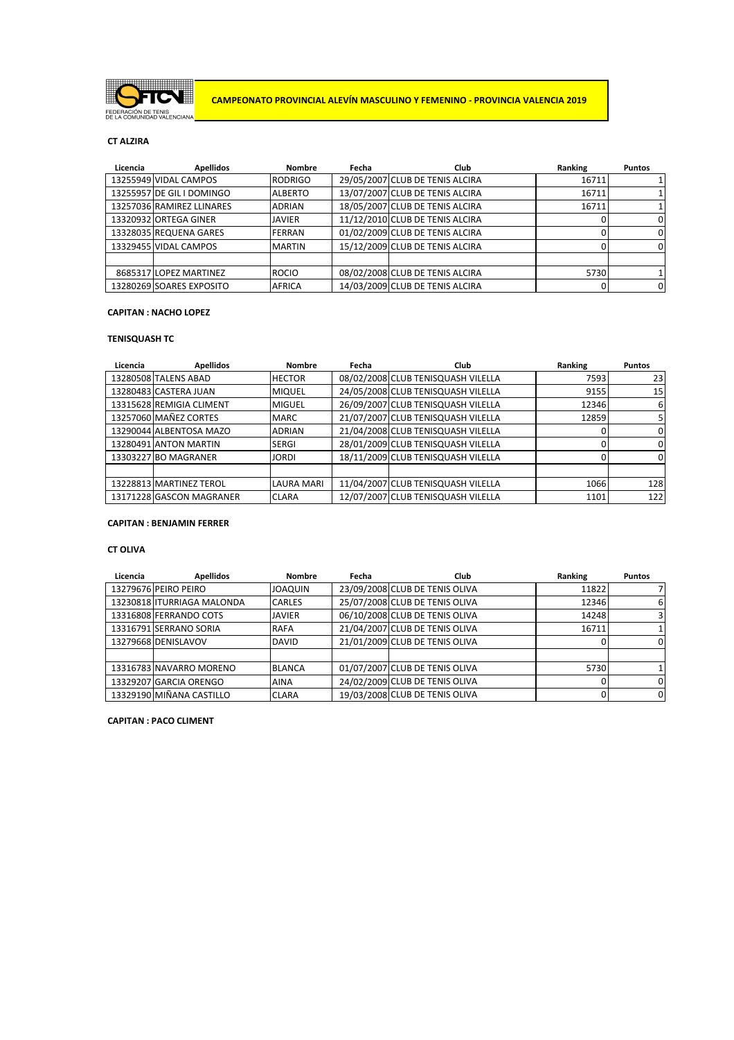FEDERACIÓN DE TENIS DE LA COMUNIDAD VALENCIANA

**CAMPEONATO PROVINCIAL ALEVÍN MASCULINO Y FEMENINO - PROVINCIA VALENCIA 2019**

**CT ALZIRA**

| Licencia | Apellidos | Nombre | Fecha | Club | Ranking | Puntos |
|---|---|---|---|---|---|---|
| 13255949 | VIDAL CAMPOS | RODRIGO | 29/05/2007 | CLUB DE TENIS ALCIRA | 16711 | 1 |
| 13255957 | DE GIL I DOMINGO | ALBERTO | 13/07/2007 | CLUB DE TENIS ALCIRA | 16711 | 1 |
| 13257036 | RAMIREZ LLINARES | ADRIAN | 18/05/2007 | CLUB DE TENIS ALCIRA | 16711 | 1 |
| 13320932 | ORTEGA GINER | JAVIER | 11/12/2010 | CLUB DE TENIS ALCIRA | 0 | 0 |
| 13328035 | REQUENA GARES | FERRAN | 01/02/2009 | CLUB DE TENIS ALCIRA | 0 | 0 |
| 13329455 | VIDAL CAMPOS | MARTIN | 15/12/2009 | CLUB DE TENIS ALCIRA | 0 | 0 |
| | | | | | | |
| 8685317 | LOPEZ MARTINEZ | ROCIO | 08/02/2008 | CLUB DE TENIS ALCIRA | 5730 | 1 |
| 13280269 | SOARES EXPOSITO | AFRICA | 14/03/2009 | CLUB DE TENIS ALCIRA | 0 | 0 |

**CAPITAN : NACHO LOPEZ**

**TENISQUASH TC**

| Licencia | Apellidos | Nombre | Fecha | Club | Ranking | Puntos |
|---|---|---|---|---|---|---|
| 13280508 | TALENS ABAD | HECTOR | 08/02/2008 | CLUB TENISQUASH VILELLA | 7593 | 23 |
| 13280483 | CASTERA JUAN | MIQUEL | 24/05/2008 | CLUB TENISQUASH VILELLA | 9155 | 15 |
| 13315628 | REMIGIA CLIMENT | MIGUEL | 26/09/2007 | CLUB TENISQUASH VILELLA | 12346 | 6 |
| 13257060 | MAÑEZ CORTES | MARC | 21/07/2007 | CLUB TENISQUASH VILELLA | 12859 | 5 |
| 13290044 | ALBENTOSA MAZO | ADRIAN | 21/04/2008 | CLUB TENISQUASH VILELLA | 0 | 0 |
| 13280491 | ANTON MARTIN | SERGI | 28/01/2009 | CLUB TENISQUASH VILELLA | 0 | 0 |
| 13303227 | BO MAGRANER | JORDI | 18/11/2009 | CLUB TENISQUASH VILELLA | 0 | 0 |
| | | | | | | |
| 13228813 | MARTINEZ TEROL | LAURA MARI | 11/04/2007 | CLUB TENISQUASH VILELLA | 1066 | 128 |
| 13171228 | GASCON MAGRANER | CLARA | 12/07/2007 | CLUB TENISQUASH VILELLA | 1101 | 122 |

**CAPITAN : BENJAMIN FERRER**

**CT OLIVA**

| Licencia | Apellidos | Nombre | Fecha | Club | Ranking | Puntos |
|---|---|---|---|---|---|---|
| 13279676 | PEIRO PEIRO | JOAQUIN | 23/09/2008 | CLUB DE TENIS OLIVA | 11822 | 7 |
| 13230818 | ITURRIAGA MALONDA | CARLES | 25/07/2008 | CLUB DE TENIS OLIVA | 12346 | 6 |
| 13316808 | FERRANDO COTS | JAVIER | 06/10/2008 | CLUB DE TENIS OLIVA | 14248 | 3 |
| 13316791 | SERRANO SORIA | RAFA | 21/04/2007 | CLUB DE TENIS OLIVA | 16711 | 1 |
| 13279668 | DENISLAVOV | DAVID | 21/01/2009 | CLUB DE TENIS OLIVA | 0 | 0 |
| | | | | | | |
| 13316783 | NAVARRO MORENO | BLANCA | 01/07/2007 | CLUB DE TENIS OLIVA | 5730 | 1 |
| 13329207 | GARCIA ORENGO | AINA | 24/02/2009 | CLUB DE TENIS OLIVA | 0 | 0 |
| 13329190 | MIÑANA CASTILLO | CLARA | 19/03/2008 | CLUB DE TENIS OLIVA | 0 | 0 |

**CAPITAN : PACO CLIMENT**